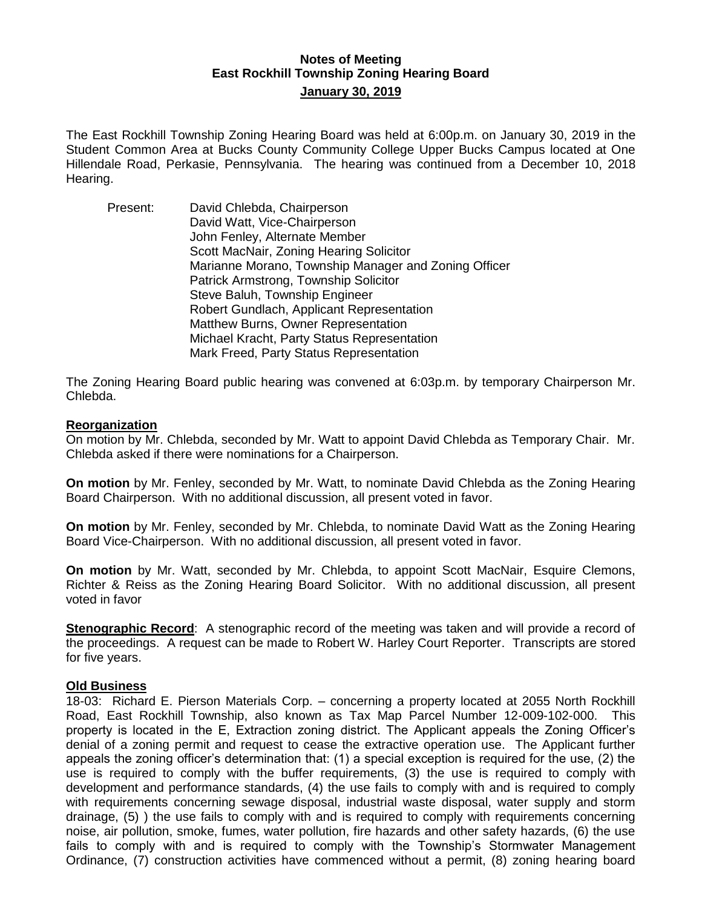# Notes of Meeting
## East Rockhill Township Zoning Hearing Board
### January 30, 2019

The East Rockhill Township Zoning Hearing Board was held at 6:00p.m. on January 30, 2019 in the Student Common Area at Bucks County Community College Upper Bucks Campus located at One Hillendale Road, Perkasie, Pennsylvania. The hearing was continued from a December 10, 2018 Hearing.

Present:
- David Chlebda, Chairperson
- David Watt, Vice-Chairperson
- John Fenley, Alternate Member
- Scott MacNair, Zoning Hearing Solicitor
- Marianne Morano, Township Manager and Zoning Officer
- Patrick Armstrong, Township Solicitor
- Steve Baluh, Township Engineer
- Robert Gundlach, Applicant Representation
- Matthew Burns, Owner Representation
- Michael Kracht, Party Status Representation
- Mark Freed, Party Status Representation

The Zoning Hearing Board public hearing was convened at 6:03p.m. by temporary Chairperson Mr. Chlebda.

**Reorganization**

On motion by Mr. Chlebda, seconded by Mr. Watt to appoint David Chlebda as Temporary Chair. Mr. Chlebda asked if there were nominations for a Chairperson.

**On motion** by Mr. Fenley, seconded by Mr. Watt, to nominate David Chlebda as the Zoning Hearing Board Chairperson. With no additional discussion, all present voted in favor.

**On motion** by Mr. Fenley, seconded by Mr. Chlebda, to nominate David Watt as the Zoning Hearing Board Vice-Chairperson. With no additional discussion, all present voted in favor.

**On motion** by Mr. Watt, seconded by Mr. Chlebda, to appoint Scott MacNair, Esquire Clemons, Richter & Reiss as the Zoning Hearing Board Solicitor. With no additional discussion, all present voted in favor

**Stenographic Record**: A stenographic record of the meeting was taken and will provide a record of the proceedings. A request can be made to Robert W. Harley Court Reporter. Transcripts are stored for five years.

**Old Business**

18-03: Richard E. Pierson Materials Corp. – concerning a property located at 2055 North Rockhill Road, East Rockhill Township, also known as Tax Map Parcel Number 12-009-102-000. This property is located in the E, Extraction zoning district. The Applicant appeals the Zoning Officer's denial of a zoning permit and request to cease the extractive operation use. The Applicant further appeals the zoning officer's determination that: (1) a special exception is required for the use, (2) the use is required to comply with the buffer requirements, (3) the use is required to comply with development and performance standards, (4) the use fails to comply with and is required to comply with requirements concerning sewage disposal, industrial waste disposal, water supply and storm drainage, (5) ) the use fails to comply with and is required to comply with requirements concerning noise, air pollution, smoke, fumes, water pollution, fire hazards and other safety hazards, (6) the use fails to comply with and is required to comply with the Township's Stormwater Management Ordinance, (7) construction activities have commenced without a permit, (8) zoning hearing board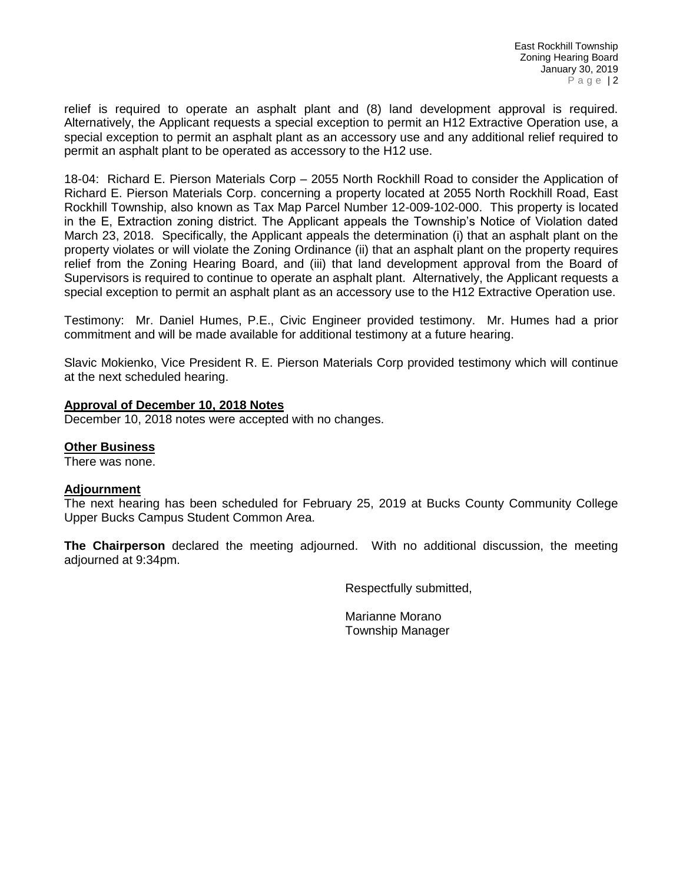relief is required to operate an asphalt plant and (8) land development approval is required. Alternatively, the Applicant requests a special exception to permit an H12 Extractive Operation use, a special exception to permit an asphalt plant as an accessory use and any additional relief required to permit an asphalt plant to be operated as accessory to the H12 use.

18-04: Richard E. Pierson Materials Corp – 2055 North Rockhill Road to consider the Application of Richard E. Pierson Materials Corp. concerning a property located at 2055 North Rockhill Road, East Rockhill Township, also known as Tax Map Parcel Number 12-009-102-000. This property is located in the E, Extraction zoning district. The Applicant appeals the Township's Notice of Violation dated March 23, 2018. Specifically, the Applicant appeals the determination (i) that an asphalt plant on the property violates or will violate the Zoning Ordinance (ii) that an asphalt plant on the property requires relief from the Zoning Hearing Board, and (iii) that land development approval from the Board of Supervisors is required to continue to operate an asphalt plant. Alternatively, the Applicant requests a special exception to permit an asphalt plant as an accessory use to the H12 Extractive Operation use.

Testimony: Mr. Daniel Humes, P.E., Civic Engineer provided testimony. Mr. Humes had a prior commitment and will be made available for additional testimony at a future hearing.

Slavic Mokienko, Vice President R. E. Pierson Materials Corp provided testimony which will continue at the next scheduled hearing.

**Approval of December 10, 2018 Notes**

December 10, 2018 notes were accepted with no changes.

**Other Business**

There was none.

**Adjournment**

The next hearing has been scheduled for February 25, 2019 at Bucks County Community College Upper Bucks Campus Student Common Area.

**The Chairperson** declared the meeting adjourned. With no additional discussion, the meeting adjourned at 9:34pm.

Respectfully submitted,

Marianne Morano
Township Manager